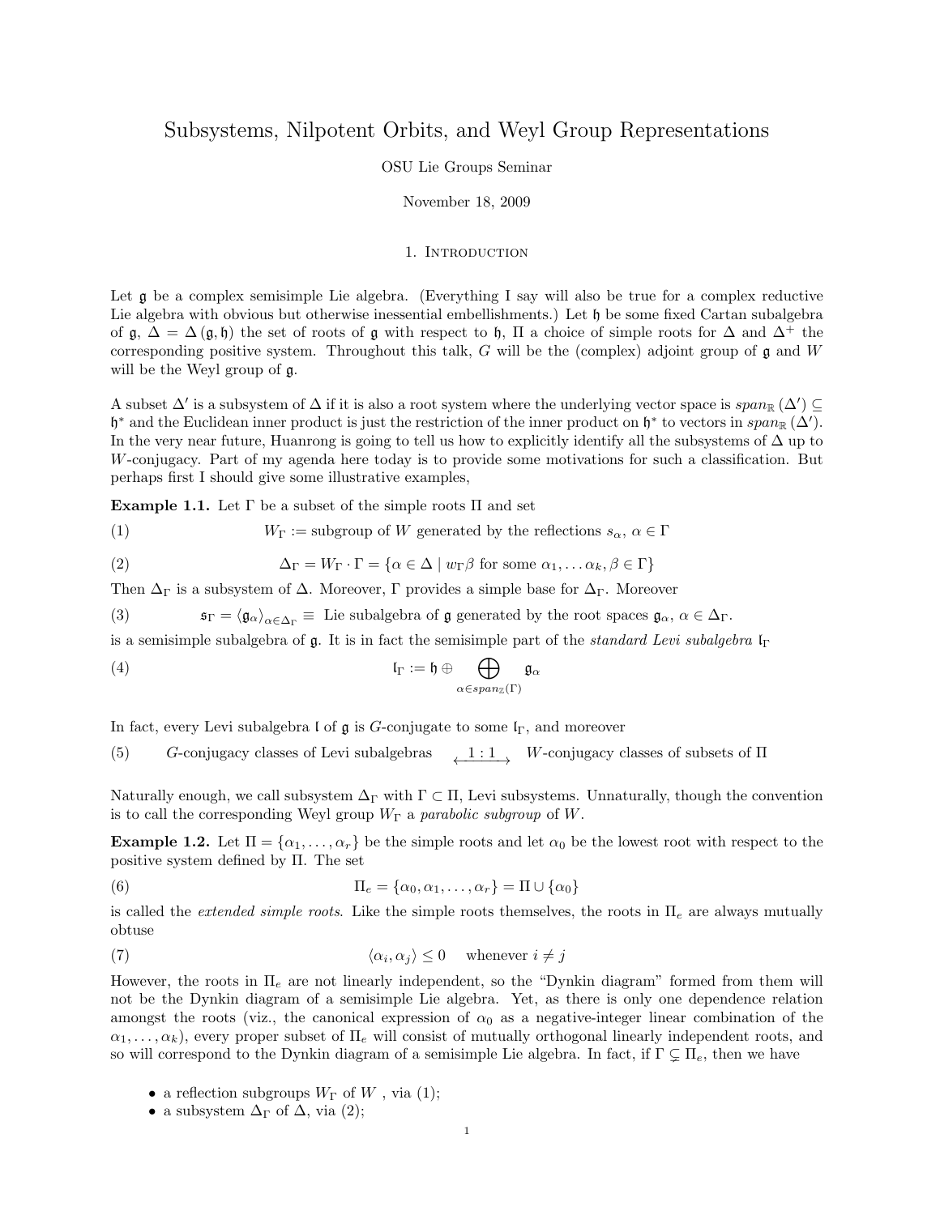# Subsystems, Nilpotent Orbits, and Weyl Group Representations

OSU Lie Groups Seminar

November 18, 2009

## 1. Introduction

Let $\mathfrak{g}$ be a complex semisimple Lie algebra. (Everything I say will also be true for a complex reductive Lie algebra with obvious but otherwise inessential embellishments.) Let $\mathfrak{h}$ be some fixed Cartan subalgebra of $\mathfrak{g}$, $\Delta = \Delta(\mathfrak{g}, \mathfrak{h})$ the set of roots of $\mathfrak{g}$ with respect to $\mathfrak{h}$, $\Pi$ a choice of simple roots for $\Delta$ and $\Delta^+$ the corresponding positive system. Throughout this talk, $G$ will be the (complex) adjoint group of $\mathfrak{g}$ and $W$ will be the Weyl group of $\mathfrak{g}$.

A subset $\Delta'$ is a subsystem of $\Delta$ if it is also a root system where the underlying vector space is $span_{\mathbb{R}}(\Delta') \subseteq \mathfrak{h}^*$ and the Euclidean inner product is just the restriction of the inner product on $\mathfrak{h}^*$ to vectors in $span_{\mathbb{R}}(\Delta')$. In the very near future, Huanrong is going to tell us how to explicitly identify all the subsystems of $\Delta$ up to $W$-conjugacy. Part of my agenda here today is to provide some motivations for such a classification. But perhaps first I should give some illustrative examples,

**Example 1.1.** Let $\Gamma$ be a subset of the simple roots $\Pi$ and set

$$W_\Gamma := \text{subgroup of } W \text{ generated by the reflections } s_\alpha,\ \alpha \in \Gamma \tag{1}$$

$$\Delta_\Gamma = W_\Gamma \cdot \Gamma = \{\alpha \in \Delta \mid w_\Gamma \beta \text{ for some } \alpha_1, \dots \alpha_k, \beta \in \Gamma\} \tag{2}$$

Then $\Delta_\Gamma$ is a subsystem of $\Delta$. Moreover, $\Gamma$ provides a simple base for $\Delta_\Gamma$. Moreover

$$\mathfrak{s}_\Gamma = \langle \mathfrak{g}_\alpha \rangle_{\alpha \in \Delta_\Gamma} \equiv \text{ Lie subalgebra of } \mathfrak{g} \text{ generated by the root spaces } \mathfrak{g}_\alpha,\ \alpha \in \Delta_\Gamma. \tag{3}$$

is a semisimple subalgebra of $\mathfrak{g}$. It is in fact the semisimple part of the *standard Levi subalgebra* $\mathfrak{l}_\Gamma$

$$\mathfrak{l}_\Gamma := \mathfrak{h} \oplus \bigoplus_{\alpha \in span_{\mathbb{Z}}(\Gamma)} \mathfrak{g}_\alpha \tag{4}$$

In fact, every Levi subalgebra $\mathfrak{l}$ of $\mathfrak{g}$ is $G$-conjugate to some $\mathfrak{l}_\Gamma$, and moreover

$$G\text{-conjugacy classes of Levi subalgebras} \quad \overset{1:1}{\longleftrightarrow} \quad W\text{-conjugacy classes of subsets of } \Pi \tag{5}$$

Naturally enough, we call subsystem $\Delta_\Gamma$ with $\Gamma \subset \Pi$, Levi subsystems. Unnaturally, though the convention is to call the corresponding Weyl group $W_\Gamma$ a *parabolic subgroup* of $W$.

**Example 1.2.** Let $\Pi = \{\alpha_1, \dots, \alpha_r\}$ be the simple roots and let $\alpha_0$ be the lowest root with respect to the positive system defined by $\Pi$. The set

$$\Pi_e = \{\alpha_0, \alpha_1, \dots, \alpha_r\} = \Pi \cup \{\alpha_0\} \tag{6}$$

is called the *extended simple roots*. Like the simple roots themselves, the roots in $\Pi_e$ are always mutually obtuse

$$\langle \alpha_i, \alpha_j \rangle \leq 0 \quad \text{whenever } i \neq j \tag{7}$$

However, the roots in $\Pi_e$ are not linearly independent, so the "Dynkin diagram" formed from them will not be the Dynkin diagram of a semisimple Lie algebra. Yet, as there is only one dependence relation amongst the roots (viz., the canonical expression of $\alpha_0$ as a negative-integer linear combination of the $\alpha_1, \dots, \alpha_k$), every proper subset of $\Pi_e$ will consist of mutually orthogonal linearly independent roots, and so will correspond to the Dynkin diagram of a semisimple Lie algebra. In fact, if $\Gamma \subsetneq \Pi_e$, then we have

- a reflection subgroups $W_\Gamma$ of $W$ , via (1);
- a subsystem $\Delta_\Gamma$ of $\Delta$, via (2);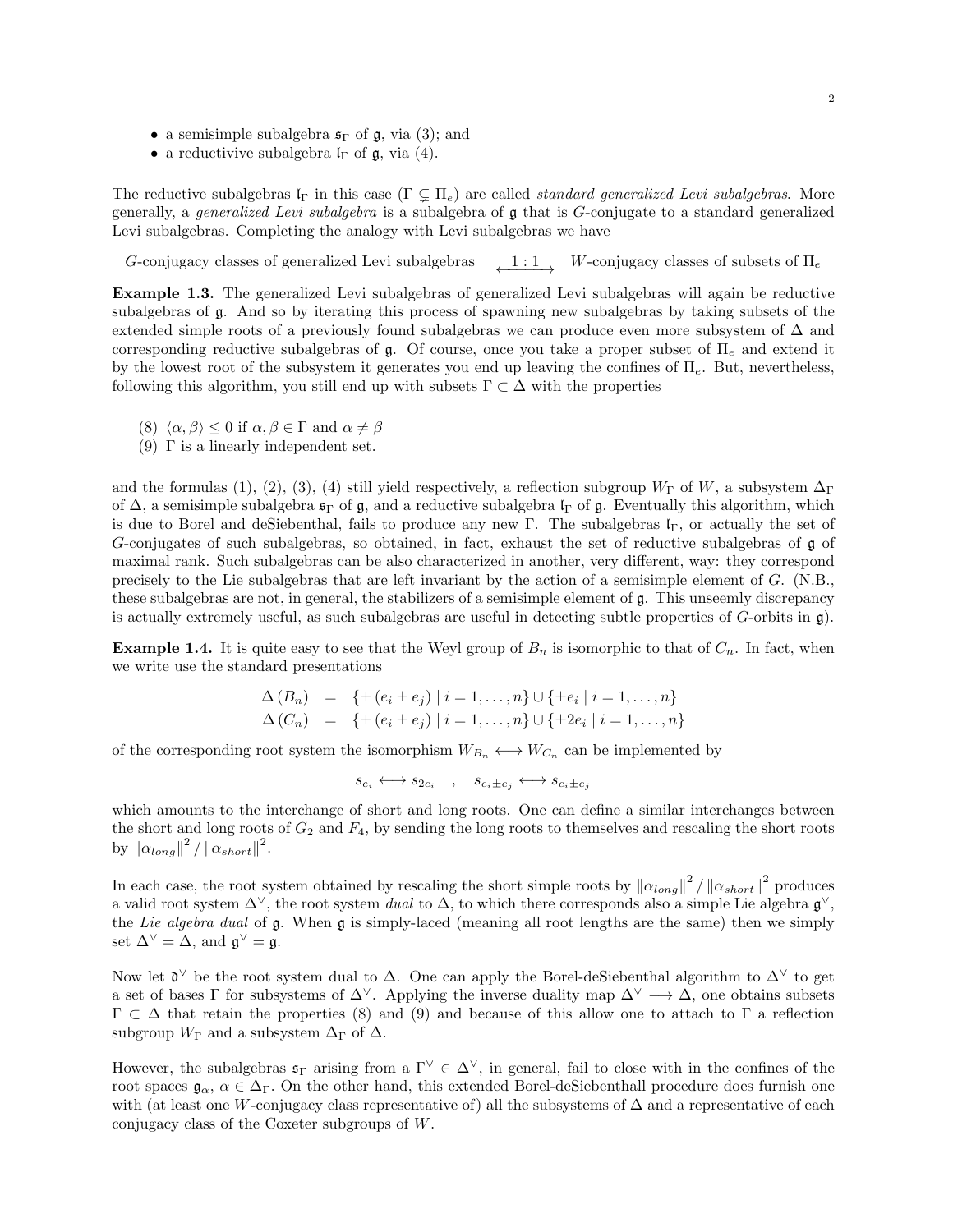- a semisimple subalgebra $\mathfrak{s}_\Gamma$ of $\mathfrak{g}$, via (3); and
- a reductivive subalgebra $\mathfrak{l}_\Gamma$ of $\mathfrak{g}$, via (4).

The reductive subalgebras $\mathfrak{l}_\Gamma$ in this case ($\Gamma \subsetneq \Pi_e$) are called *standard generalized Levi subalgebras*. More generally, a *generalized Levi subalgebra* is a subalgebra of $\mathfrak{g}$ that is $G$-conjugate to a standard generalized Levi subalgebras. Completing the analogy with Levi subalgebras we have

$$G\text{-conjugacy classes of generalized Levi subalgebras} \quad \overset{1:1}{\longleftrightarrow} \quad W\text{-conjugacy classes of subsets of } \Pi_e$$

**Example 1.3.** The generalized Levi subalgebras of generalized Levi subalgebras will again be reductive subalgebras of $\mathfrak{g}$. And so by iterating this process of spawning new subalgebras by taking subsets of the extended simple roots of a previously found subalgebras we can produce even more subsystem of $\Delta$ and corresponding reductive subalgebras of $\mathfrak{g}$. Of course, once you take a proper subset of $\Pi_e$ and extend it by the lowest root of the subsystem it generates you end up leaving the confines of $\Pi_e$. But, nevertheless, following this algorithm, you still end up with subsets $\Gamma \subset \Delta$ with the properties

(8) $\langle \alpha, \beta \rangle \leq 0$ if $\alpha, \beta \in \Gamma$ and $\alpha \neq \beta$
(9) $\Gamma$ is a linearly independent set.

and the formulas (1), (2), (3), (4) still yield respectively, a reflection subgroup $W_\Gamma$ of $W$, a subsystem $\Delta_\Gamma$ of $\Delta$, a semisimple subalgebra $\mathfrak{s}_\Gamma$ of $\mathfrak{g}$, and a reductive subalgebra $\mathfrak{l}_\Gamma$ of $\mathfrak{g}$. Eventually this algorithm, which is due to Borel and deSiebenthal, fails to produce any new $\Gamma$. The subalgebras $\mathfrak{l}_\Gamma$, or actually the set of $G$-conjugates of such subalgebras, so obtained, in fact, exhaust the set of reductive subalgebras of $\mathfrak{g}$ of maximal rank. Such subalgebras can be also characterized in another, very different, way: they correspond precisely to the Lie subalgebras that are left invariant by the action of a semisimple element of $G$. (N.B., these subalgebras are not, in general, the stabilizers of a semisimple element of $\mathfrak{g}$. This unseemly discrepancy is actually extremely useful, as such subalgebras are useful in detecting subtle properties of $G$-orbits in $\mathfrak{g}$).

**Example 1.4.** It is quite easy to see that the Weyl group of $B_n$ is isomorphic to that of $C_n$. In fact, when we write use the standard presentations

$$\begin{aligned}
\Delta(B_n) &= \{\pm(e_i \pm e_j) \mid i = 1, \ldots, n\} \cup \{\pm e_i \mid i = 1, \ldots, n\} \\
\Delta(C_n) &= \{\pm(e_i \pm e_j) \mid i = 1, \ldots, n\} \cup \{\pm 2e_i \mid i = 1, \ldots, n\}
\end{aligned}$$

of the corresponding root system the isomorphism $W_{B_n} \longleftrightarrow W_{C_n}$ can be implemented by

$$s_{e_i} \longleftrightarrow s_{2e_i} \quad , \quad s_{e_i \pm e_j} \longleftrightarrow s_{e_i \pm e_j}$$

which amounts to the interchange of short and long roots. One can define a similar interchanges between the short and long roots of $G_2$ and $F_4$, by sending the long roots to themselves and rescaling the short roots by $\|\alpha_{long}\|^2 / \|\alpha_{short}\|^2$.

In each case, the root system obtained by rescaling the short simple roots by $\|\alpha_{long}\|^2 / \|\alpha_{short}\|^2$ produces a valid root system $\Delta^\vee$, the root system *dual* to $\Delta$, to which there corresponds also a simple Lie algebra $\mathfrak{g}^\vee$, the *Lie algebra dual* of $\mathfrak{g}$. When $\mathfrak{g}$ is simply-laced (meaning all root lengths are the same) then we simply set $\Delta^\vee = \Delta$, and $\mathfrak{g}^\vee = \mathfrak{g}$.

Now let $\mathfrak{d}^\vee$ be the root system dual to $\Delta$. One can apply the Borel-deSiebenthal algorithm to $\Delta^\vee$ to get a set of bases $\Gamma$ for subsystems of $\Delta^\vee$. Applying the inverse duality map $\Delta^\vee \longrightarrow \Delta$, one obtains subsets $\Gamma \subset \Delta$ that retain the properties (8) and (9) and because of this allow one to attach to $\Gamma$ a reflection subgroup $W_\Gamma$ and a subsystem $\Delta_\Gamma$ of $\Delta$.

However, the subalgebras $\mathfrak{s}_\Gamma$ arising from a $\Gamma^\vee \in \Delta^\vee$, in general, fail to close with in the confines of the root spaces $\mathfrak{g}_\alpha$, $\alpha \in \Delta_\Gamma$. On the other hand, this extended Borel-deSiebenthall procedure does furnish one with (at least one $W$-conjugacy class representative of) all the subsystems of $\Delta$ and a representative of each conjugacy class of the Coxeter subgroups of $W$.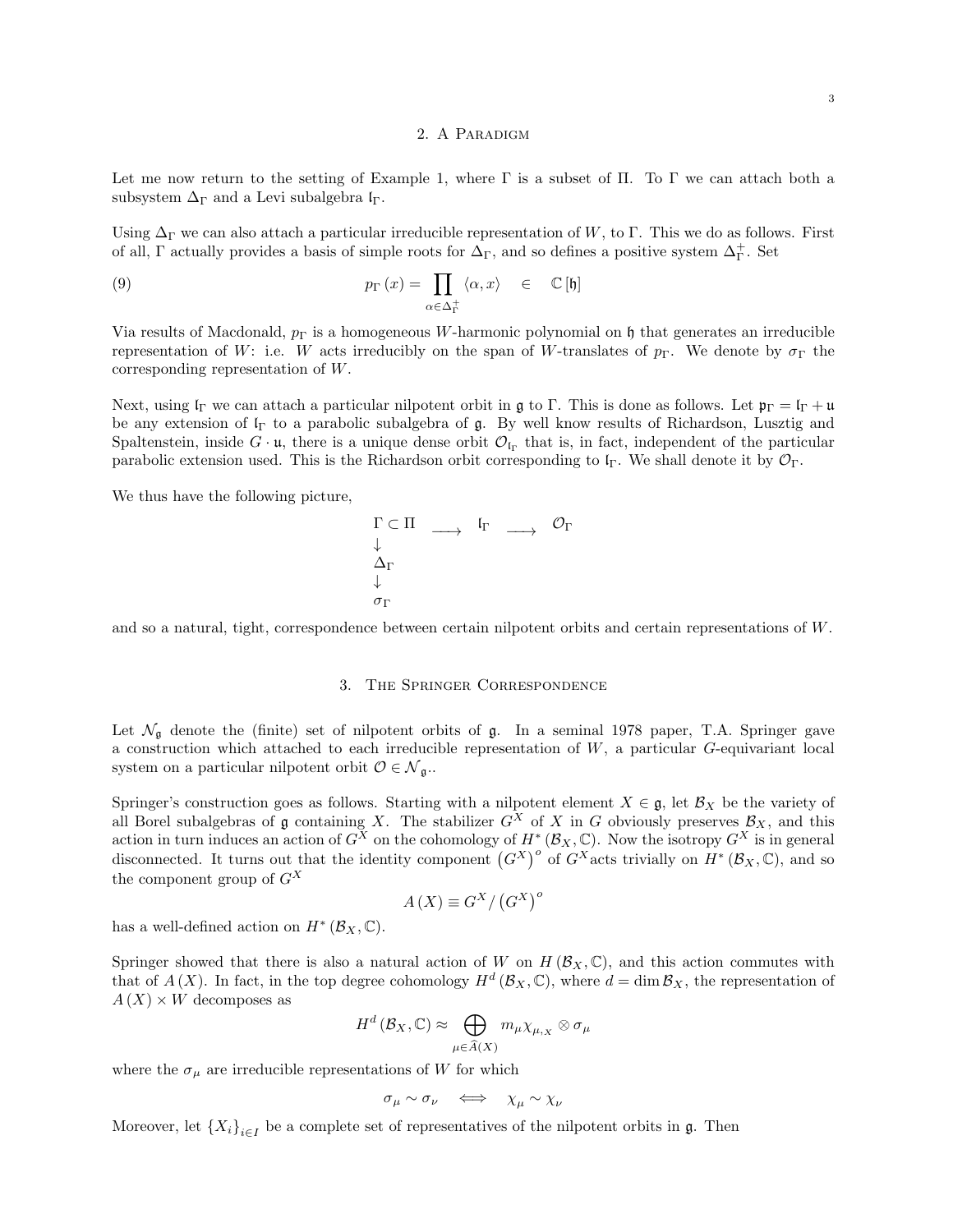## 2. A Paradigm

Let me now return to the setting of Example 1, where $\Gamma$ is a subset of $\Pi$. To $\Gamma$ we can attach both a subsystem $\Delta_\Gamma$ and a Levi subalgebra $\mathfrak{l}_\Gamma$.

Using $\Delta_\Gamma$ we can also attach a particular irreducible representation of $W$, to $\Gamma$. This we do as follows. First of all, $\Gamma$ actually provides a basis of simple roots for $\Delta_\Gamma$, and so defines a positive system $\Delta_\Gamma^+$. Set

$$p_\Gamma(x) = \prod_{\alpha \in \Delta_\Gamma^+} \langle \alpha, x \rangle \quad \in \quad \mathbb{C}[\mathfrak{h}] \tag{9}$$

Via results of Macdonald, $p_\Gamma$ is a homogeneous $W$-harmonic polynomial on $\mathfrak{h}$ that generates an irreducible representation of $W$: i.e. $W$ acts irreducibly on the span of $W$-translates of $p_\Gamma$. We denote by $\sigma_\Gamma$ the corresponding representation of $W$.

Next, using $\mathfrak{l}_\Gamma$ we can attach a particular nilpotent orbit in $\mathfrak{g}$ to $\Gamma$. This is done as follows. Let $\mathfrak{p}_\Gamma = \mathfrak{l}_\Gamma + \mathfrak{u}$ be any extension of $\mathfrak{l}_\Gamma$ to a parabolic subalgebra of $\mathfrak{g}$. By well know results of Richardson, Lusztig and Spaltenstein, inside $G \cdot \mathfrak{u}$, there is a unique dense orbit $\mathcal{O}_{\mathfrak{l}_\Gamma}$ that is, in fact, independent of the particular parabolic extension used. This is the Richardson orbit corresponding to $\mathfrak{l}_\Gamma$. We shall denote it by $\mathcal{O}_\Gamma$.

We thus have the following picture,

$$\begin{array}{lll} \Gamma \subset \Pi & \longrightarrow \quad \mathfrak{l}_\Gamma & \longrightarrow \quad \mathcal{O}_\Gamma \\ \downarrow & & \\ \Delta_\Gamma & & \\ \downarrow & & \\ \sigma_\Gamma & & \end{array}$$

and so a natural, tight, correspondence between certain nilpotent orbits and certain representations of $W$.

## 3. The Springer Correspondence

Let $\mathcal{N}_\mathfrak{g}$ denote the (finite) set of nilpotent orbits of $\mathfrak{g}$. In a seminal 1978 paper, T.A. Springer gave a construction which attached to each irreducible representation of $W$, a particular $G$-equivariant local system on a particular nilpotent orbit $\mathcal{O} \in \mathcal{N}_\mathfrak{g}$..

Springer's construction goes as follows. Starting with a nilpotent element $X \in \mathfrak{g}$, let $\mathcal{B}_X$ be the variety of all Borel subalgebras of $\mathfrak{g}$ containing $X$. The stabilizer $G^X$ of $X$ in $G$ obviously preserves $\mathcal{B}_X$, and this action in turn induces an action of $G^X$ on the cohomology of $H^*(\mathcal{B}_X, \mathbb{C})$. Now the isotropy $G^X$ is in general disconnected. It turns out that the identity component $(G^X)^o$ of $G^X$acts trivially on $H^*(\mathcal{B}_X, \mathbb{C})$, and so the component group of $G^X$

$$A(X) \equiv G^X / (G^X)^o$$

has a well-defined action on $H^*(\mathcal{B}_X, \mathbb{C})$.

Springer showed that there is also a natural action of $W$ on $H(\mathcal{B}_X, \mathbb{C})$, and this action commutes with that of $A(X)$. In fact, in the top degree cohomology $H^d(\mathcal{B}_X, \mathbb{C})$, where $d = \dim \mathcal{B}_X$, the representation of $A(X) \times W$ decomposes as

$$H^d(\mathcal{B}_X, \mathbb{C}) \approx \bigoplus_{\mu \in \widehat{A}(X)} m_\mu \chi_{\mu,X} \otimes \sigma_\mu$$

where the $\sigma_\mu$ are irreducible representations of $W$ for which

$$\sigma_\mu \sim \sigma_\nu \quad \Longleftrightarrow \quad \chi_\mu \sim \chi_\nu$$

Moreover, let $\{X_i\}_{i \in I}$ be a complete set of representatives of the nilpotent orbits in $\mathfrak{g}$. Then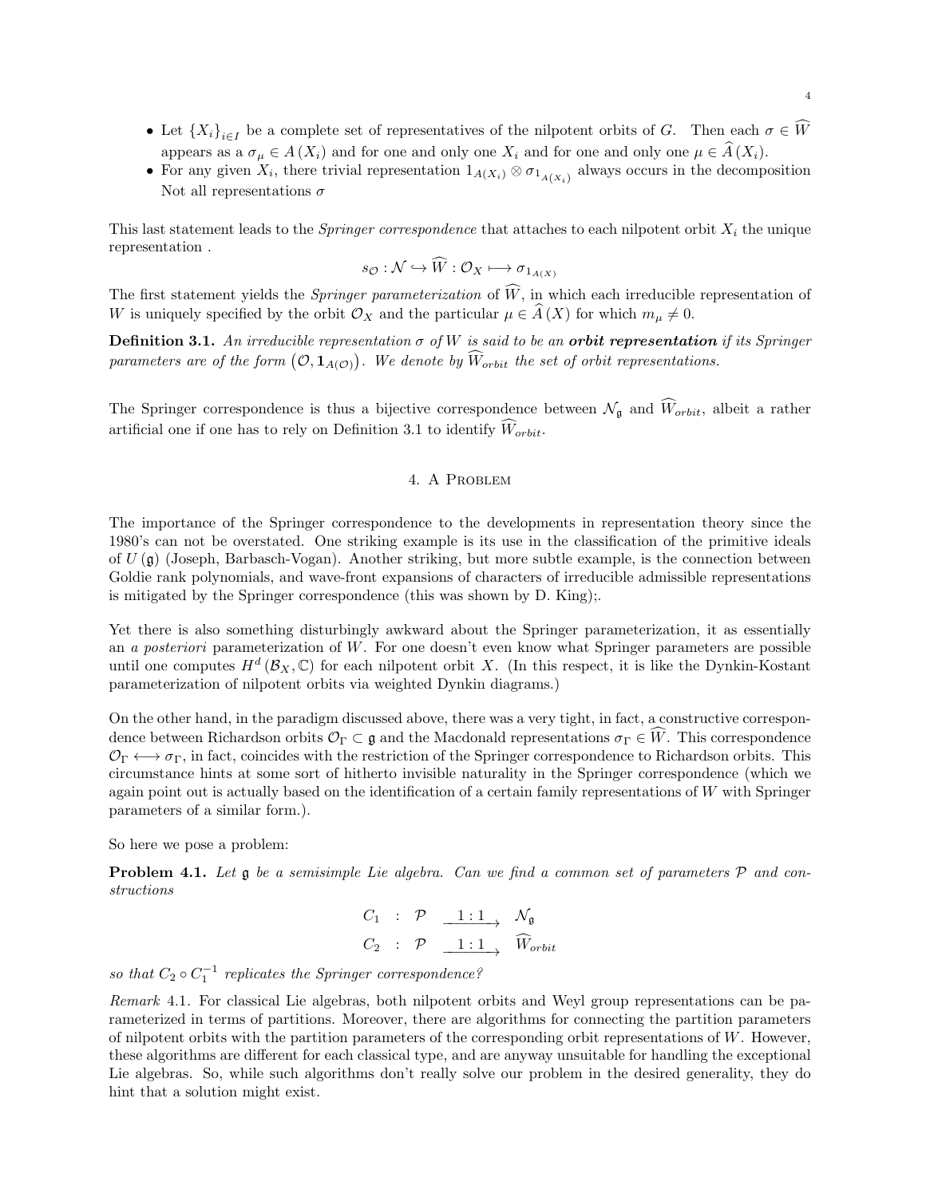- Let $\{X_i\}_{i \in I}$ be a complete set of representatives of the nilpotent orbits of $G$. Then each $\sigma \in \widehat{W}$ appears as a $\sigma_\mu \in A(X_i)$ and for one and only one $X_i$ and for one and only one $\mu \in \widehat{A}(X_i)$.
- For any given $X_i$, there trivial representation $1_{A(X_i)} \otimes \sigma_{1_{A(X_i)}}$ always occurs in the decomposition Not all representations $\sigma$

This last statement leads to the *Springer correspondence* that attaches to each nilpotent orbit $X_i$ the unique representation .

$$s_{\mathcal{O}} : \mathcal{N} \hookrightarrow \widehat{W} : \mathcal{O}_X \longmapsto \sigma_{1_{A(X)}}$$

The first statement yields the *Springer parameterization* of $\widehat{W}$, in which each irreducible representation of $W$ is uniquely specified by the orbit $\mathcal{O}_X$ and the particular $\mu \in \widehat{A}(X)$ for which $m_\mu \neq 0$.

**Definition 3.1.** *An irreducible representation $\sigma$ of $W$ is said to be an **orbit representation** if its Springer parameters are of the form $\left(\mathcal{O}, \mathbf{1}_{A(\mathcal{O})}\right)$. We denote by $\widehat{W}_{orbit}$ the set of orbit representations.*

The Springer correspondence is thus a bijective correspondence between $\mathcal{N}_{\mathfrak{g}}$ and $\widehat{W}_{orbit}$, albeit a rather artificial one if one has to rely on Definition 3.1 to identify $\widehat{W}_{orbit}$.

## 4. A Problem

The importance of the Springer correspondence to the developments in representation theory since the 1980's can not be overstated. One striking example is its use in the classification of the primitive ideals of $U(\mathfrak{g})$ (Joseph, Barbasch-Vogan). Another striking, but more subtle example, is the connection between Goldie rank polynomials, and wave-front expansions of characters of irreducible admissible representations is mitigated by the Springer correspondence (this was shown by D. King);.

Yet there is also something disturbingly awkward about the Springer parameterization, it as essentially an *a posteriori* parameterization of $W$. For one doesn't even know what Springer parameters are possible until one computes $H^d(\mathcal{B}_X, \mathbb{C})$ for each nilpotent orbit $X$. (In this respect, it is like the Dynkin-Kostant parameterization of nilpotent orbits via weighted Dynkin diagrams.)

On the other hand, in the paradigm discussed above, there was a very tight, in fact, a constructive correspondence between Richardson orbits $\mathcal{O}_\Gamma \subset \mathfrak{g}$ and the Macdonald representations $\sigma_\Gamma \in \widehat{W}$. This correspondence $\mathcal{O}_\Gamma \longleftrightarrow \sigma_\Gamma$, in fact, coincides with the restriction of the Springer correspondence to Richardson orbits. This circumstance hints at some sort of hitherto invisible naturality in the Springer correspondence (which we again point out is actually based on the identification of a certain family representations of $W$ with Springer parameters of a similar form.).

So here we pose a problem:

**Problem 4.1.** *Let $\mathfrak{g}$ be a semisimple Lie algebra. Can we find a common set of parameters $\mathcal{P}$ and constructions*

$$\begin{aligned} C_1 &: \mathcal{P} \xrightarrow{\ 1:1\ } \mathcal{N}_{\mathfrak{g}} \\ C_2 &: \mathcal{P} \xrightarrow{\ 1:1\ } \widehat{W}_{orbit} \end{aligned}$$

*so that $C_2 \circ C_1^{-1}$ replicates the Springer correspondence?*

*Remark* 4.1. For classical Lie algebras, both nilpotent orbits and Weyl group representations can be parameterized in terms of partitions. Moreover, there are algorithms for connecting the partition parameters of nilpotent orbits with the partition parameters of the corresponding orbit representations of $W$. However, these algorithms are different for each classical type, and are anyway unsuitable for handling the exceptional Lie algebras. So, while such algorithms don't really solve our problem in the desired generality, they do hint that a solution might exist.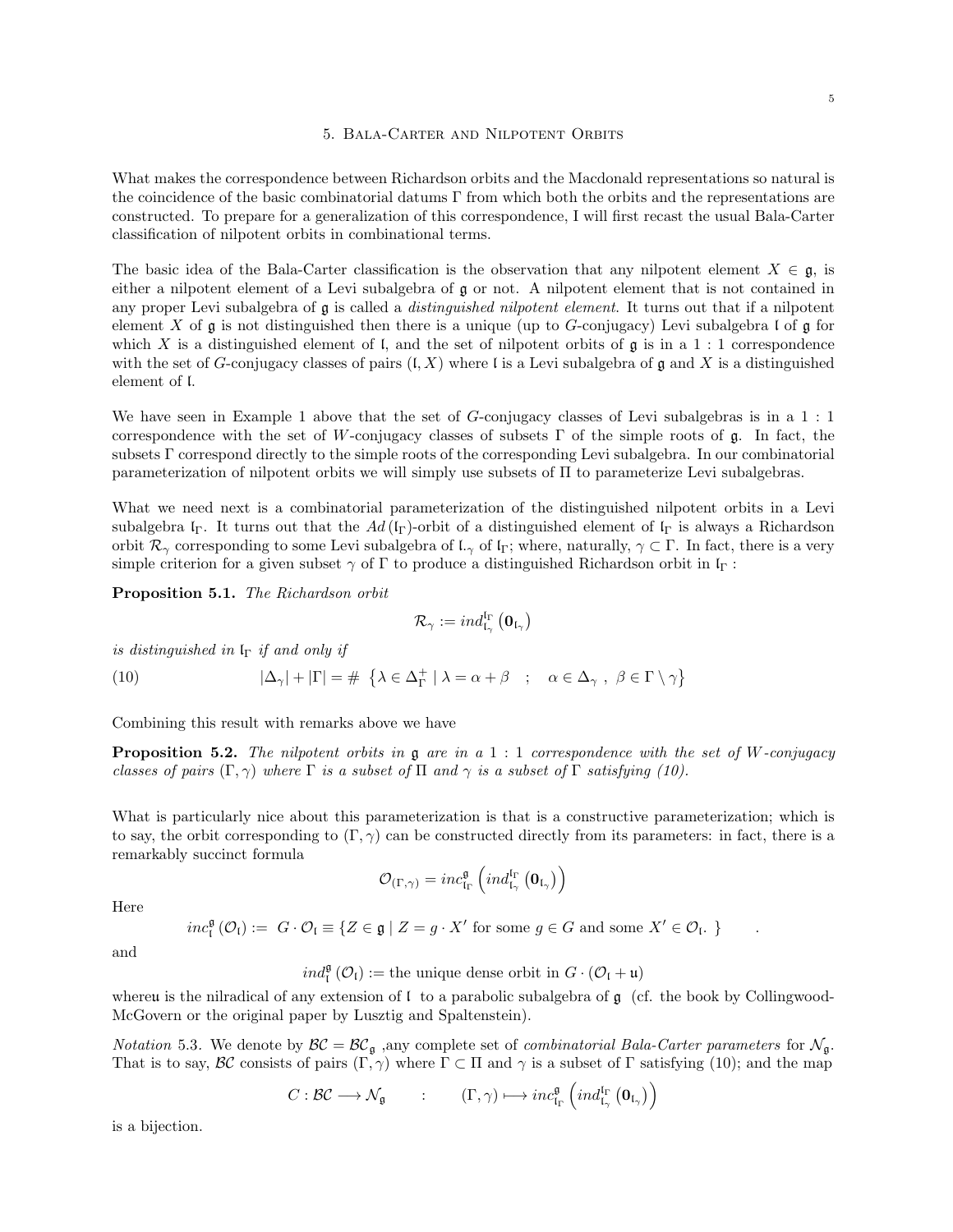## 5. Bala-Carter and Nilpotent Orbits

What makes the correspondence between Richardson orbits and the Macdonald representations so natural is the coincidence of the basic combinatorial datums $\Gamma$ from which both the orbits and the representations are constructed. To prepare for a generalization of this correspondence, I will first recast the usual Bala-Carter classification of nilpotent orbits in combinational terms.

The basic idea of the Bala-Carter classification is the observation that any nilpotent element $X \in \mathfrak{g}$, is either a nilpotent element of a Levi subalgebra of $\mathfrak{g}$ or not. A nilpotent element that is not contained in any proper Levi subalgebra of $\mathfrak{g}$ is called a *distinguished nilpotent element*. It turns out that if a nilpotent element $X$ of $\mathfrak{g}$ is not distinguished then there is a unique (up to $G$-conjugacy) Levi subalgebra $\mathfrak{l}$ of $\mathfrak{g}$ for which $X$ is a distinguished element of $\mathfrak{l}$, and the set of nilpotent orbits of $\mathfrak{g}$ is in a $1:1$ correspondence with the set of $G$-conjugacy classes of pairs $(\mathfrak{l}, X)$ where $\mathfrak{l}$ is a Levi subalgebra of $\mathfrak{g}$ and $X$ is a distinguished element of $\mathfrak{l}$.

We have seen in Example 1 above that the set of $G$-conjugacy classes of Levi subalgebras is in a $1:1$ correspondence with the set of $W$-conjugacy classes of subsets $\Gamma$ of the simple roots of $\mathfrak{g}$. In fact, the subsets $\Gamma$ correspond directly to the simple roots of the corresponding Levi subalgebra. In our combinatorial parameterization of nilpotent orbits we will simply use subsets of $\Pi$ to parameterize Levi subalgebras.

What we need next is a combinatorial parameterization of the distinguished nilpotent orbits in a Levi subalgebra $\mathfrak{l}_\Gamma$. It turns out that the $Ad(\mathfrak{l}_\Gamma)$-orbit of a distinguished element of $\mathfrak{l}_\Gamma$ is always a Richardson orbit $\mathcal{R}_\gamma$ corresponding to some Levi subalgebra of $\mathfrak{l}_\gamma$ of $\mathfrak{l}_\Gamma$; where, naturally, $\gamma \subset \Gamma$. In fact, there is a very simple criterion for a given subset $\gamma$ of $\Gamma$ to produce a distinguished Richardson orbit in $\mathfrak{l}_\Gamma$ :

**Proposition 5.1.** *The Richardson orbit*

$$\mathcal{R}_\gamma := ind_{\mathfrak{l}_\gamma}^{\mathfrak{l}_\Gamma}\left(\mathbf{0}_{\mathfrak{l}_\gamma}\right)$$

*is distinguished in $\mathfrak{l}_\Gamma$ if and only if*

$$|\Delta_\gamma| + |\Gamma| = \#\ \left\{\lambda \in \Delta_\Gamma^+ \mid \lambda = \alpha + \beta \quad ; \quad \alpha \in \Delta_\gamma\ ,\ \beta \in \Gamma \setminus \gamma\right\} \tag{10}$$

Combining this result with remarks above we have

**Proposition 5.2.** *The nilpotent orbits in $\mathfrak{g}$ are in a $1:1$ correspondence with the set of $W$-conjugacy classes of pairs $(\Gamma, \gamma)$ where $\Gamma$ is a subset of $\Pi$ and $\gamma$ is a subset of $\Gamma$ satisfying (10).*

What is particularly nice about this parameterization is that is a constructive parameterization; which is to say, the orbit corresponding to $(\Gamma, \gamma)$ can be constructed directly from its parameters: in fact, there is a remarkably succinct formula

$$\mathcal{O}_{(\Gamma,\gamma)} = inc_{\mathfrak{l}_\Gamma}^{\mathfrak{g}}\left(ind_{\mathfrak{l}_\gamma}^{\mathfrak{l}_\Gamma}\left(\mathbf{0}_{\mathfrak{l}_\gamma}\right)\right)$$

Here

$$inc_{\mathfrak{l}}^{\mathfrak{g}}\left(\mathcal{O}_{\mathfrak{l}}\right) := \ G \cdot \mathcal{O}_{\mathfrak{l}} \equiv \{Z \in \mathfrak{g} \mid Z = g \cdot X' \text{ for some } g \in G \text{ and some } X' \in \mathcal{O}_{\mathfrak{l}}.\ \} \qquad .$$

and

$$ind_{\mathfrak{l}}^{\mathfrak{g}}\left(\mathcal{O}_{\mathfrak{l}}\right) := \text{the unique dense orbit in } G \cdot \left(\mathcal{O}_{\mathfrak{l}} + \mathfrak{u}\right)$$

where$\mathfrak{u}$ is the nilradical of any extension of $\mathfrak{l}$ to a parabolic subalgebra of $\mathfrak{g}$ (cf. the book by Collingwood-McGovern or the original paper by Lusztig and Spaltenstein).

*Notation* 5.3. We denote by $\mathcal{BC} = \mathcal{BC}_{\mathfrak{g}}$ ,any complete set of *combinatorial Bala-Carter parameters* for $\mathcal{N}_{\mathfrak{g}}$. That is to say, $\mathcal{BC}$ consists of pairs $(\Gamma, \gamma)$ where $\Gamma \subset \Pi$ and $\gamma$ is a subset of $\Gamma$ satisfying (10); and the map

$$C : \mathcal{BC} \longrightarrow \mathcal{N}_{\mathfrak{g}} \qquad : \qquad (\Gamma, \gamma) \longmapsto inc_{\mathfrak{l}_\Gamma}^{\mathfrak{g}}\left(ind_{\mathfrak{l}_\gamma}^{\mathfrak{l}_\Gamma}\left(\mathbf{0}_{\mathfrak{l}_\gamma}\right)\right)$$

is a bijection.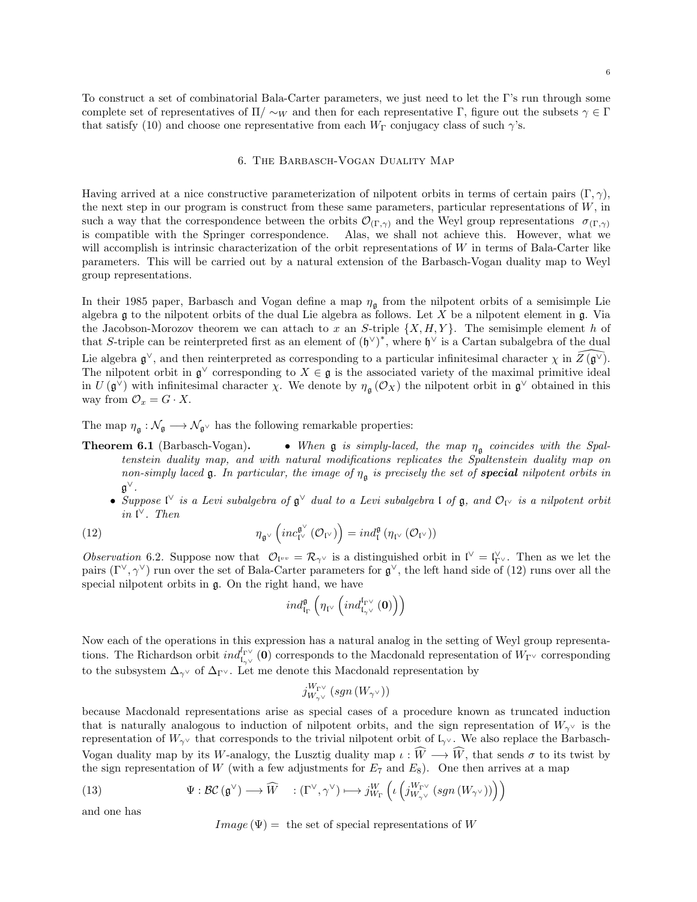To construct a set of combinatorial Bala-Carter parameters, we just need to let the Γ's run through some complete set of representatives of $\Pi/\sim_W$ and then for each representative Γ, figure out the subsets $\gamma \in \Gamma$ that satisfy (10) and choose one representative from each $W_\Gamma$ conjugacy class of such γ's.

## 6. The Barbasch-Vogan Duality Map

Having arrived at a nice constructive parameterization of nilpotent orbits in terms of certain pairs $(\Gamma, \gamma)$, the next step in our program is construct from these same parameters, particular representations of $W$, in such a way that the correspondence between the orbits $\mathcal{O}_{(\Gamma,\gamma)}$ and the Weyl group representations $\sigma_{(\Gamma,\gamma)}$ is compatible with the Springer correspondence. Alas, we shall not achieve this. However, what we will accomplish is intrinsic characterization of the orbit representations of $W$ in terms of Bala-Carter like parameters. This will be carried out by a natural extension of the Barbasch-Vogan duality map to Weyl group representations.

In their 1985 paper, Barbasch and Vogan define a map $\eta_{\mathfrak{g}}$ from the nilpotent orbits of a semisimple Lie algebra $\mathfrak{g}$ to the nilpotent orbits of the dual Lie algebra as follows. Let $X$ be a nilpotent element in $\mathfrak{g}$. Via the Jacobson-Morozov theorem we can attach to $x$ an $S$-triple $\{X, H, Y\}$. The semisimple element $h$ of that $S$-triple can be reinterpreted first as an element of $(\mathfrak{h}^\vee)^*$, where $\mathfrak{h}^\vee$ is a Cartan subalgebra of the dual Lie algebra $\mathfrak{g}^\vee$, and then reinterpreted as corresponding to a particular infinitesimal character $\chi$ in $\widehat{Z(\mathfrak{g}^\vee)}$. The nilpotent orbit in $\mathfrak{g}^\vee$ corresponding to $X \in \mathfrak{g}$ is the associated variety of the maximal primitive ideal in $U(\mathfrak{g}^\vee)$ with infinitesimal character $\chi$. We denote by $\eta_{\mathfrak{g}}(\mathcal{O}_X)$ the nilpotent orbit in $\mathfrak{g}^\vee$ obtained in this way from $\mathcal{O}_x = G \cdot X$.

The map $\eta_{\mathfrak{g}} : \mathcal{N}_{\mathfrak{g}} \longrightarrow \mathcal{N}_{\mathfrak{g}^\vee}$ has the following remarkable properties:

**Theorem 6.1** (Barbasch-Vogan).

- *When $\mathfrak{g}$ is simply-laced, the map $\eta_{\mathfrak{g}}$ coincides with the Spaltenstein duality map, and with natural modifications replicates the Spaltenstein duality map on non-simply laced $\mathfrak{g}$. In particular, the image of $\eta_{\mathfrak{g}}$ is precisely the set of **special** nilpotent orbits in $\mathfrak{g}^\vee$.*
- *Suppose $\mathfrak{l}^\vee$ is a Levi subalgebra of $\mathfrak{g}^\vee$ dual to a Levi subalgebra $\mathfrak{l}$ of $\mathfrak{g}$, and $\mathcal{O}_{\mathfrak{l}^\vee}$ is a nilpotent orbit in $\mathfrak{l}^\vee$. Then*

$$\eta_{\mathfrak{g}^\vee}\left(inc_{\mathfrak{l}^\vee}^{\mathfrak{g}^\vee}\left(\mathcal{O}_{\mathfrak{l}^\vee}\right)\right) = ind_{\mathfrak{l}}^{\mathfrak{g}}\left(\eta_{\mathfrak{l}^\vee}\left(\mathcal{O}_{\mathfrak{l}^\vee}\right)\right) \tag{12}$$

*Observation* 6.2. Suppose now that $\mathcal{O}_{\mathfrak{l}^{vv}} = \mathcal{R}_{\gamma^\vee}$ is a distinguished orbit in $\mathfrak{l}^\vee = \mathfrak{l}_{\Gamma^\vee}^\vee$. Then as we let the pairs $(\Gamma^\vee, \gamma^\vee)$ run over the set of Bala-Carter parameters for $\mathfrak{g}^\vee$, the left hand side of (12) runs over all the special nilpotent orbits in $\mathfrak{g}$. On the right hand, we have

$$ind_{\mathfrak{l}_\Gamma}^{\mathfrak{g}}\left(\eta_{\mathfrak{l}^\vee}\left(ind_{\mathfrak{l}_{\gamma^\vee}}^{\mathfrak{l}_{\Gamma^\vee}}(\mathbf{0})\right)\right)$$

Now each of the operations in this expression has a natural analog in the setting of Weyl group representations. The Richardson orbit $ind_{\mathfrak{l}_{\gamma^\vee}}^{l_{\Gamma^\vee}}(\mathbf{0})$ corresponds to the Macdonald representation of $W_{\Gamma^\vee}$ corresponding to the subsystem $\Delta_{\gamma^\vee}$ of $\Delta_{\Gamma^\vee}$. Let me denote this Macdonald representation by

$$j_{W_{\gamma^\vee}}^{W_{\Gamma^\vee}}\left(sgn\left(W_{\gamma^\vee}\right)\right)$$

because Macdonald representations arise as special cases of a procedure known as truncated induction that is naturally analogous to induction of nilpotent orbits, and the sign representation of $W_{\gamma^\vee}$ is the representation of $W_{\gamma^\vee}$ that corresponds to the trivial nilpotent orbit of $\mathfrak{l}_{\gamma^\vee}$. We also replace the Barbasch-Vogan duality map by its $W$-analogy, the Lusztig duality map $\iota : \widehat{W} \longrightarrow \widehat{W}$, that sends $\sigma$ to its twist by the sign representation of $W$ (with a few adjustments for $E_7$ and $E_8$). One then arrives at a map

$$\Psi : \mathcal{BC}\left(\mathfrak{g}^\vee\right) \longrightarrow \widehat{W} \quad : \left(\Gamma^\vee, \gamma^\vee\right) \longmapsto j_{W_\Gamma}^{W}\left(\iota\left(j_{W_{\gamma^\vee}}^{W_{\Gamma^\vee}}\left(sgn\left(W_{\gamma^\vee}\right)\right)\right)\right) \tag{13}$$

and one has

$$Image\left(\Psi\right) = \text{ the set of special representations of } W$$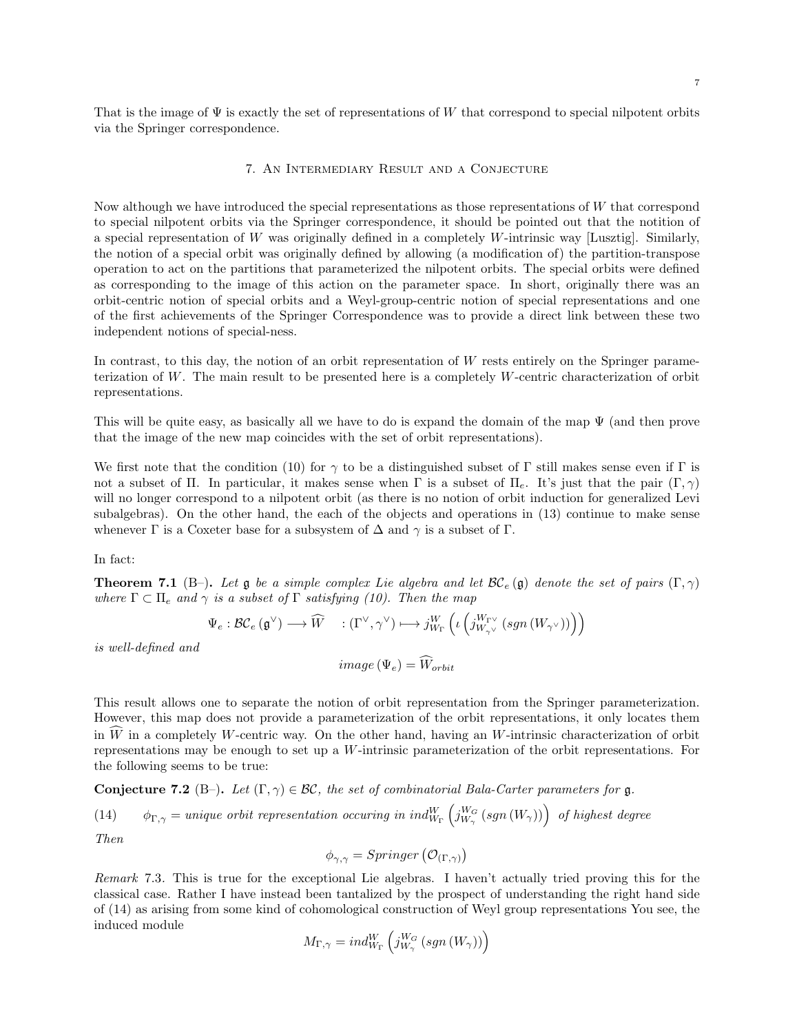That is the image of $\Psi$ is exactly the set of representations of $W$ that correspond to special nilpotent orbits via the Springer correspondence.

## 7. An Intermediary Result and a Conjecture

Now although we have introduced the special representations as those representations of $W$ that correspond to special nilpotent orbits via the Springer correspondence, it should be pointed out that the notition of a special representation of $W$ was originally defined in a completely $W$-intrinsic way [Lusztig]. Similarly, the notion of a special orbit was originally defined by allowing (a modification of) the partition-transpose operation to act on the partitions that parameterized the nilpotent orbits. The special orbits were defined as corresponding to the image of this action on the parameter space. In short, originally there was an orbit-centric notion of special orbits and a Weyl-group-centric notion of special representations and one of the first achievements of the Springer Correspondence was to provide a direct link between these two independent notions of special-ness.

In contrast, to this day, the notion of an orbit representation of $W$ rests entirely on the Springer parameterization of $W$. The main result to be presented here is a completely $W$-centric characterization of orbit representations.

This will be quite easy, as basically all we have to do is expand the domain of the map $\Psi$ (and then prove that the image of the new map coincides with the set of orbit representations).

We first note that the condition (10) for $\gamma$ to be a distinguished subset of $\Gamma$ still makes sense even if $\Gamma$ is not a subset of $\Pi$. In particular, it makes sense when $\Gamma$ is a subset of $\Pi_e$. It's just that the pair $(\Gamma, \gamma)$ will no longer correspond to a nilpotent orbit (as there is no notion of orbit induction for generalized Levi subalgebras). On the other hand, the each of the objects and operations in (13) continue to make sense whenever $\Gamma$ is a Coxeter base for a subsystem of $\Delta$ and $\gamma$ is a subset of $\Gamma$.

In fact:

**Theorem 7.1** (B–)**.** *Let $\mathfrak{g}$ be a simple complex Lie algebra and let $\mathcal{BC}_e(\mathfrak{g})$ denote the set of pairs $(\Gamma, \gamma)$ where $\Gamma \subset \Pi_e$ and $\gamma$ is a subset of $\Gamma$ satisfying (10). Then the map*

$$\Psi_e : \mathcal{BC}_e(\mathfrak{g}^\vee) \longrightarrow \widehat{W} \quad : (\Gamma^\vee, \gamma^\vee) \longmapsto j_{W_\Gamma}^{W}\left(\iota\left(j_{W_{\gamma^\vee}}^{W_{\Gamma^\vee}}\left(sgn\left(W_{\gamma^\vee}\right)\right)\right)\right)$$

*is well-defined and*

$$image\left(\Psi_e\right) = \widehat{W}_{orbit}$$

This result allows one to separate the notion of orbit representation from the Springer parameterization. However, this map does not provide a parameterization of the orbit representations, it only locates them in $\widehat{W}$ in a completely $W$-centric way. On the other hand, having an $W$-intrinsic characterization of orbit representations may be enough to set up a $W$-intrinsic parameterization of the orbit representations. For the following seems to be true:

**Conjecture 7.2** (B–)**.** *Let $(\Gamma, \gamma) \in \mathcal{BC}$, the set of combinatorial Bala-Carter parameters for $\mathfrak{g}$.*

$$(14) \qquad \phi_{\Gamma,\gamma} = \textit{unique orbit representation occuring in } ind_{W_\Gamma}^{W}\left(j_{W_\gamma}^{W_G}\left(sgn\left(W_\gamma\right)\right)\right) \textit{ of highest degree}$$

*Then*

$$\phi_{\gamma,\gamma} = Springer\left(\mathcal{O}_{(\Gamma,\gamma)}\right)$$

*Remark* 7.3. This is true for the exceptional Lie algebras. I haven't actually tried proving this for the classical case. Rather I have instead been tantalized by the prospect of understanding the right hand side of (14) as arising from some kind of cohomological construction of Weyl group representations You see, the induced module

$$M_{\Gamma,\gamma} = ind_{W_\Gamma}^{W}\left(j_{W_\gamma}^{W_G}\left(sgn\left(W_\gamma\right)\right)\right)$$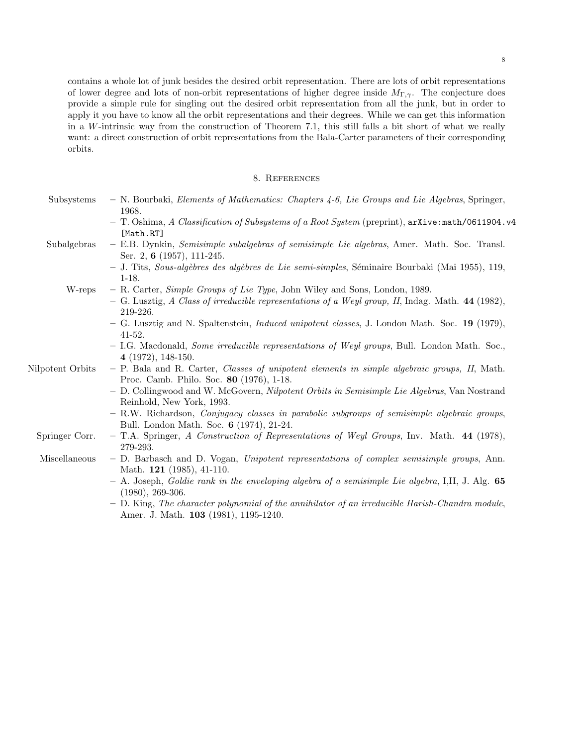contains a whole lot of junk besides the desired orbit representation. There are lots of orbit representations of lower degree and lots of non-orbit representations of higher degree inside $M_{\Gamma,\gamma}$. The conjecture does provide a simple rule for singling out the desired orbit representation from all the junk, but in order to apply it you have to know all the orbit representations and their degrees. While we can get this information in a $W$-intrinsic way from the construction of Theorem 7.1, this still falls a bit short of what we really want: a direct construction of orbit representations from the Bala-Carter parameters of their corresponding orbits.

## 8. References

**Subsystems**

- N. Bourbaki, *Elements of Mathematics: Chapters 4-6, Lie Groups and Lie Algebras*, Springer, 1968.
- T. Oshima, *A Classification of Subsystems of a Root System* (preprint), `arXive:math/0611904.v4 [Math.RT]`

**Subalgebras**

- E.B. Dynkin, *Semisimple subalgebras of semisimple Lie algebras*, Amer. Math. Soc. Transl. Ser. 2, **6** (1957), 111-245.
- J. Tits, *Sous-algèbres des algèbres de Lie semi-simples*, Séminaire Bourbaki (Mai 1955), 119, 1-18.

**W-reps**

- R. Carter, *Simple Groups of Lie Type*, John Wiley and Sons, London, 1989.
- G. Lusztig, *A Class of irreducible representations of a Weyl group, II*, Indag. Math. **44** (1982), 219-226.
- G. Lusztig and N. Spaltenstein, *Induced unipotent classes*, J. London Math. Soc. **19** (1979), 41-52.
- I.G. Macdonald, *Some irreducible representations of Weyl groups*, Bull. London Math. Soc., **4** (1972), 148-150.

**Nilpotent Orbits**

- P. Bala and R. Carter, *Classes of unipotent elements in simple algebraic groups, II*, Math. Proc. Camb. Philo. Soc. **80** (1976), 1-18.
- D. Collingwood and W. McGovern, *Nilpotent Orbits in Semisimple Lie Algebras*, Van Nostrand Reinhold, New York, 1993.
- R.W. Richardson, *Conjugacy classes in parabolic subgroups of semisimple algebraic groups*, Bull. London Math. Soc. **6** (1974), 21-24.

**Springer Corr.**

- T.A. Springer, *A Construction of Representations of Weyl Groups*, Inv. Math. **44** (1978), 279-293.

**Miscellaneous**

- D. Barbasch and D. Vogan, *Unipotent representations of complex semisimple groups*, Ann. Math. **121** (1985), 41-110.
- A. Joseph, *Goldie rank in the enveloping algebra of a semisimple Lie algebra*, I,II, J. Alg. **65** (1980), 269-306.
- D. King, *The character polynomial of the annihilator of an irreducible Harish-Chandra module*, Amer. J. Math. **103** (1981), 1195-1240.